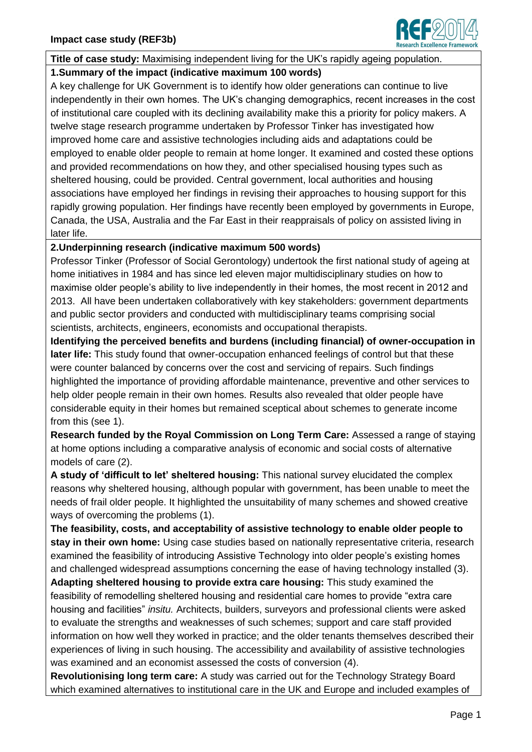**Impact case study (REF3b)**

**Title of case study:** Maximising independent living for the UK's rapidly ageing population.

**1.Summary of the impact (indicative maximum 100 words)**

A key challenge for UK Government is to identify how older generations can continue to live independently in their own homes. The UK's changing demographics, recent increases in the cost of institutional care coupled with its declining availability make this a priority for policy makers. A twelve stage research programme undertaken by Professor Tinker has investigated how improved home care and assistive technologies including aids and adaptations could be employed to enable older people to remain at home longer. It examined and costed these options and provided recommendations on how they, and other specialised housing types such as sheltered housing, could be provided. Central government, local authorities and housing associations have employed her findings in revising their approaches to housing support for this rapidly growing population. Her findings have recently been employed by governments in Europe, Canada, the USA, Australia and the Far East in their reappraisals of policy on assisted living in later life.

**2.Underpinning research (indicative maximum 500 words)**

Professor Tinker (Professor of Social Gerontology) undertook the first national study of ageing at home initiatives in 1984 and has since led eleven major multidisciplinary studies on how to maximise older people's ability to live independently in their homes, the most recent in 2012 and 2013. All have been undertaken collaboratively with key stakeholders: government departments and public sector providers and conducted with multidisciplinary teams comprising social scientists, architects, engineers, economists and occupational therapists.

**Identifying the perceived benefits and burdens (including financial) of owner-occupation in later life:** This study found that owner-occupation enhanced feelings of control but that these were counter balanced by concerns over the cost and servicing of repairs. Such findings highlighted the importance of providing affordable maintenance, preventive and other services to help older people remain in their own homes. Results also revealed that older people have considerable equity in their homes but remained sceptical about schemes to generate income from this (see 1).

**Research funded by the Royal Commission on Long Term Care:** Assessed a range of staying at home options including a comparative analysis of economic and social costs of alternative models of care (2).

**A study of 'difficult to let' sheltered housing:** This national survey elucidated the complex reasons why sheltered housing, although popular with government, has been unable to meet the needs of frail older people. It highlighted the unsuitability of many schemes and showed creative ways of overcoming the problems (1).

**The feasibility, costs, and acceptability of assistive technology to enable older people to stay in their own home:** Using case studies based on nationally representative criteria, research examined the feasibility of introducing Assistive Technology into older people's existing homes and challenged widespread assumptions concerning the ease of having technology installed (3).

**Adapting sheltered housing to provide extra care housing:** This study examined the feasibility of remodelling sheltered housing and residential care homes to provide "extra care housing and facilities" *insitu.* Architects, builders, surveyors and professional clients were asked to evaluate the strengths and weaknesses of such schemes; support and care staff provided information on how well they worked in practice; and the older tenants themselves described their experiences of living in such housing. The accessibility and availability of assistive technologies was examined and an economist assessed the costs of conversion (4).

**Revolutionising long term care:** A study was carried out for the Technology Strategy Board which examined alternatives to institutional care in the UK and Europe and included examples of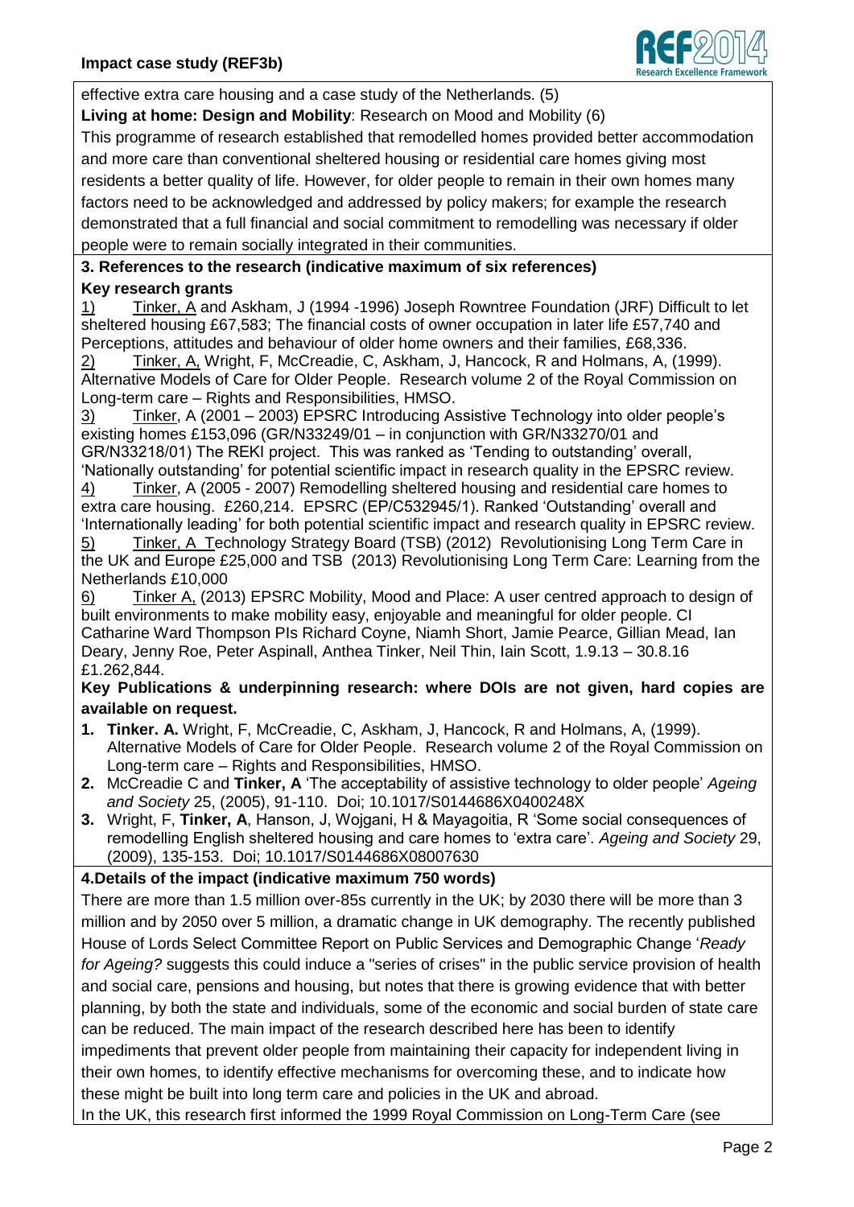effective extra care housing and a case study of the Netherlands. (5)

**Living at home: Design and Mobility**: Research on Mood and Mobility (6)

This programme of research established that remodelled homes provided better accommodation and more care than conventional sheltered housing or residential care homes giving most residents a better quality of life. However, for older people to remain in their own homes many factors need to be acknowledged and addressed by policy makers; for example the research demonstrated that a full financial and social commitment to remodelling was necessary if older people were to remain socially integrated in their communities.

## 3. References to the research (indicative maximum of six references)

**Key research grants**

1) Tinker, A and Askham, J (1994 -1996) Joseph Rowntree Foundation (JRF) Difficult to let sheltered housing £67,583; The financial costs of owner occupation in later life £57,740 and Perceptions, attitudes and behaviour of older home owners and their families, £68,336.

2) Tinker, A, Wright, F, McCreadie, C, Askham, J, Hancock, R and Holmans, A, (1999). Alternative Models of Care for Older People. Research volume 2 of the Royal Commission on Long-term care – Rights and Responsibilities, HMSO.

3) Tinker, A (2001 – 2003) EPSRC Introducing Assistive Technology into older people's existing homes £153,096 (GR/N33249/01 – in conjunction with GR/N33270/01 and GR/N33218/01) The REKI project. This was ranked as 'Tending to outstanding' overall, 'Nationally outstanding' for potential scientific impact in research quality in the EPSRC review.

4) Tinker, A (2005 - 2007) Remodelling sheltered housing and residential care homes to extra care housing. £260,214. EPSRC (EP/C532945/1). Ranked 'Outstanding' overall and 'Internationally leading' for both potential scientific impact and research quality in EPSRC review.

5) Tinker, A Technology Strategy Board (TSB) (2012) Revolutionising Long Term Care in the UK and Europe £25,000 and TSB (2013) Revolutionising Long Term Care: Learning from the Netherlands £10,000

6) Tinker A, (2013) EPSRC Mobility, Mood and Place: A user centred approach to design of built environments to make mobility easy, enjoyable and meaningful for older people. CI Catharine Ward Thompson PIs Richard Coyne, Niamh Short, Jamie Pearce, Gillian Mead, Ian Deary, Jenny Roe, Peter Aspinall, Anthea Tinker, Neil Thin, Iain Scott, 1.9.13 – 30.8.16 £1.262,844.

**Key Publications & underpinning research: where DOIs are not given, hard copies are available on request.**

1. **Tinker. A.** Wright, F, McCreadie, C, Askham, J, Hancock, R and Holmans, A, (1999). Alternative Models of Care for Older People. Research volume 2 of the Royal Commission on Long-term care – Rights and Responsibilities, HMSO.
2. McCreadie C and **Tinker, A** 'The acceptability of assistive technology to older people' *Ageing and Society* 25, (2005), 91-110. Doi; 10.1017/S0144686X0400248X
3. Wright, F, **Tinker, A**, Hanson, J, Wojgani, H & Mayagoitia, R 'Some social consequences of remodelling English sheltered housing and care homes to 'extra care'. *Ageing and Society* 29, (2009), 135-153. Doi; 10.1017/S0144686X08007630

## 4.Details of the impact (indicative maximum 750 words)

There are more than 1.5 million over-85s currently in the UK; by 2030 there will be more than 3 million and by 2050 over 5 million, a dramatic change in UK demography. The recently published House of Lords Select Committee Report on Public Services and Demographic Change '*Ready for Ageing?* suggests this could induce a "series of crises" in the public service provision of health and social care, pensions and housing, but notes that there is growing evidence that with better planning, by both the state and individuals, some of the economic and social burden of state care can be reduced. The main impact of the research described here has been to identify impediments that prevent older people from maintaining their capacity for independent living in their own homes, to identify effective mechanisms for overcoming these, and to indicate how these might be built into long term care and policies in the UK and abroad.

In the UK, this research first informed the 1999 Royal Commission on Long-Term Care (see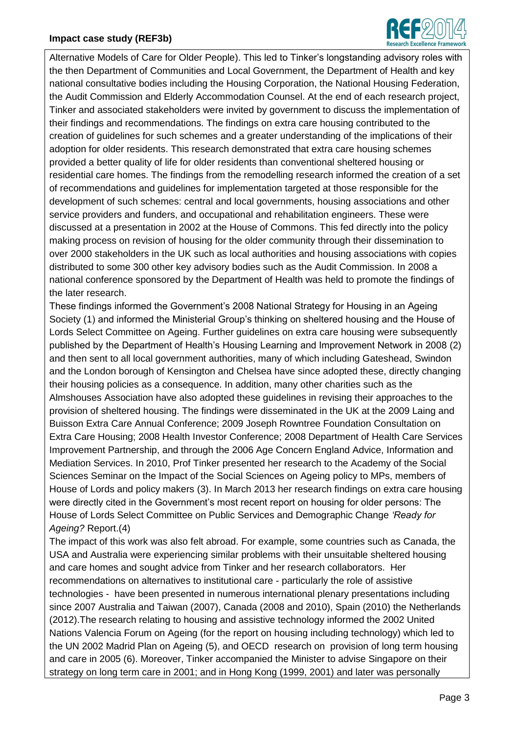Alternative Models of Care for Older People). This led to Tinker's longstanding advisory roles with the then Department of Communities and Local Government, the Department of Health and key national consultative bodies including the Housing Corporation, the National Housing Federation, the Audit Commission and Elderly Accommodation Counsel. At the end of each research project, Tinker and associated stakeholders were invited by government to discuss the implementation of their findings and recommendations. The findings on extra care housing contributed to the creation of guidelines for such schemes and a greater understanding of the implications of their adoption for older residents. This research demonstrated that extra care housing schemes provided a better quality of life for older residents than conventional sheltered housing or residential care homes. The findings from the remodelling research informed the creation of a set of recommendations and guidelines for implementation targeted at those responsible for the development of such schemes: central and local governments, housing associations and other service providers and funders, and occupational and rehabilitation engineers. These were discussed at a presentation in 2002 at the House of Commons. This fed directly into the policy making process on revision of housing for the older community through their dissemination to over 2000 stakeholders in the UK such as local authorities and housing associations with copies distributed to some 300 other key advisory bodies such as the Audit Commission. In 2008 a national conference sponsored by the Department of Health was held to promote the findings of the later research.

These findings informed the Government's 2008 National Strategy for Housing in an Ageing Society (1) and informed the Ministerial Group's thinking on sheltered housing and the House of Lords Select Committee on Ageing. Further guidelines on extra care housing were subsequently published by the Department of Health's Housing Learning and Improvement Network in 2008 (2) and then sent to all local government authorities, many of which including Gateshead, Swindon and the London borough of Kensington and Chelsea have since adopted these, directly changing their housing policies as a consequence. In addition, many other charities such as the Almshouses Association have also adopted these guidelines in revising their approaches to the provision of sheltered housing. The findings were disseminated in the UK at the 2009 Laing and Buisson Extra Care Annual Conference; 2009 Joseph Rowntree Foundation Consultation on Extra Care Housing; 2008 Health Investor Conference; 2008 Department of Health Care Services Improvement Partnership, and through the 2006 Age Concern England Advice, Information and Mediation Services. In 2010, Prof Tinker presented her research to the Academy of the Social Sciences Seminar on the Impact of the Social Sciences on Ageing policy to MPs, members of House of Lords and policy makers (3). In March 2013 her research findings on extra care housing were directly cited in the Government's most recent report on housing for older persons: The House of Lords Select Committee on Public Services and Demographic Change *'Ready for Ageing?* Report.(4)

The impact of this work was also felt abroad. For example, some countries such as Canada, the USA and Australia were experiencing similar problems with their unsuitable sheltered housing and care homes and sought advice from Tinker and her research collaborators. Her recommendations on alternatives to institutional care - particularly the role of assistive technologies - have been presented in numerous international plenary presentations including since 2007 Australia and Taiwan (2007), Canada (2008 and 2010), Spain (2010) the Netherlands (2012).The research relating to housing and assistive technology informed the 2002 United Nations Valencia Forum on Ageing (for the report on housing including technology) which led to the UN 2002 Madrid Plan on Ageing (5), and OECD research on provision of long term housing and care in 2005 (6). Moreover, Tinker accompanied the Minister to advise Singapore on their strategy on long term care in 2001; and in Hong Kong (1999, 2001) and later was personally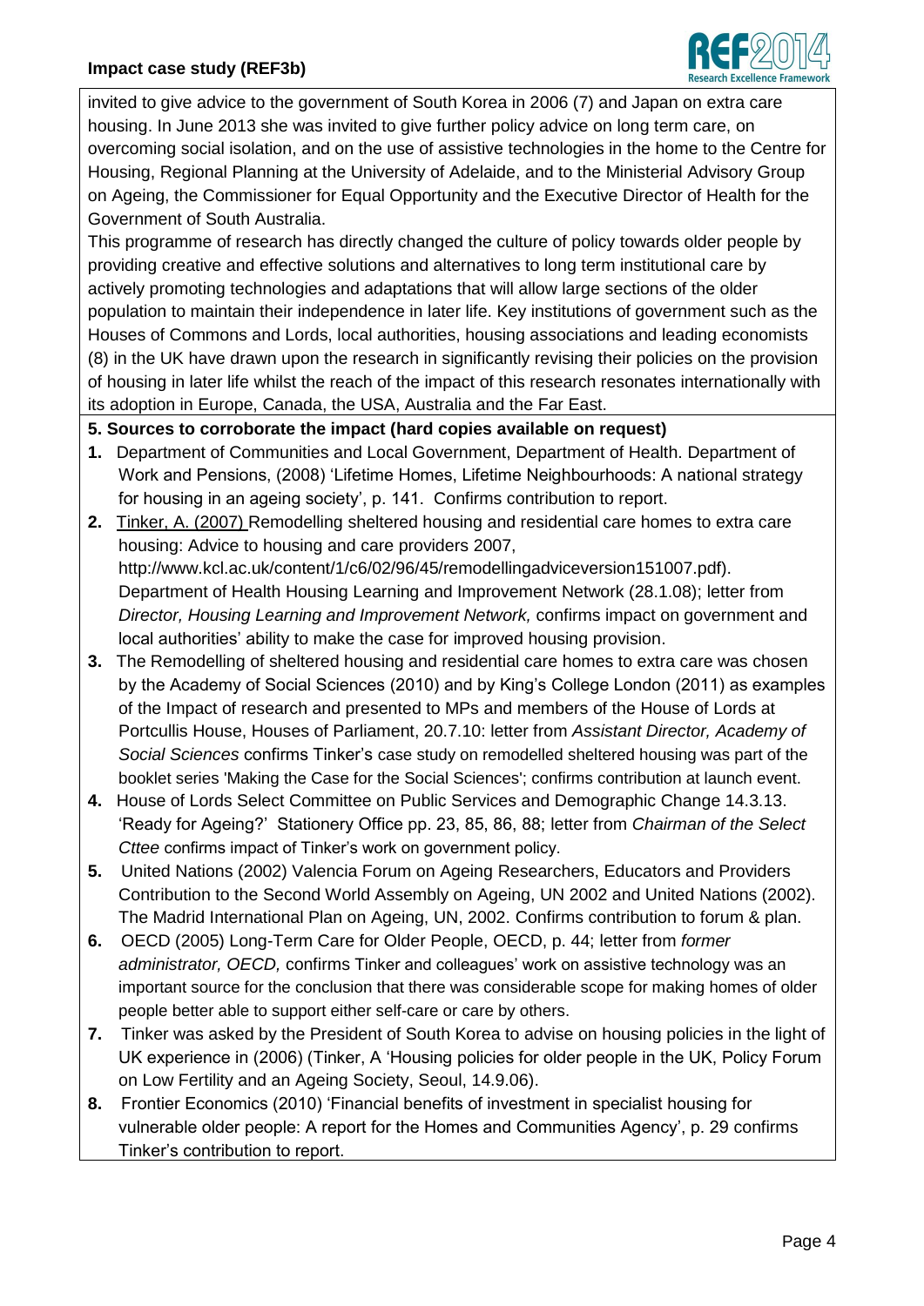invited to give advice to the government of South Korea in 2006 (7) and Japan on extra care housing. In June 2013 she was invited to give further policy advice on long term care, on overcoming social isolation, and on the use of assistive technologies in the home to the Centre for Housing, Regional Planning at the University of Adelaide, and to the Ministerial Advisory Group on Ageing, the Commissioner for Equal Opportunity and the Executive Director of Health for the Government of South Australia.

This programme of research has directly changed the culture of policy towards older people by providing creative and effective solutions and alternatives to long term institutional care by actively promoting technologies and adaptations that will allow large sections of the older population to maintain their independence in later life. Key institutions of government such as the Houses of Commons and Lords, local authorities, housing associations and leading economists (8) in the UK have drawn upon the research in significantly revising their policies on the provision of housing in later life whilst the reach of the impact of this research resonates internationally with its adoption in Europe, Canada, the USA, Australia and the Far East.

**5. Sources to corroborate the impact (hard copies available on request)**

1. Department of Communities and Local Government, Department of Health. Department of Work and Pensions, (2008) 'Lifetime Homes, Lifetime Neighbourhoods: A national strategy for housing in an ageing society', p. 141. Confirms contribution to report.
2. Tinker, A. (2007) Remodelling sheltered housing and residential care homes to extra care housing: Advice to housing and care providers 2007, http://www.kcl.ac.uk/content/1/c6/02/96/45/remodellingadviceversion151007.pdf). Department of Health Housing Learning and Improvement Network (28.1.08); letter from *Director, Housing Learning and Improvement Network,* confirms impact on government and local authorities' ability to make the case for improved housing provision.
3. The Remodelling of sheltered housing and residential care homes to extra care was chosen by the Academy of Social Sciences (2010) and by King's College London (2011) as examples of the Impact of research and presented to MPs and members of the House of Lords at Portcullis House, Houses of Parliament, 20.7.10: letter from *Assistant Director, Academy of Social Sciences* confirms Tinker's case study on remodelled sheltered housing was part of the booklet series 'Making the Case for the Social Sciences'; confirms contribution at launch event.
4. House of Lords Select Committee on Public Services and Demographic Change 14.3.13. 'Ready for Ageing?' Stationery Office pp. 23, 85, 86, 88; letter from *Chairman of the Select Cttee* confirms impact of Tinker's work on government policy.
5. United Nations (2002) Valencia Forum on Ageing Researchers, Educators and Providers Contribution to the Second World Assembly on Ageing, UN 2002 and United Nations (2002). The Madrid International Plan on Ageing, UN, 2002. Confirms contribution to forum & plan.
6. OECD (2005) Long-Term Care for Older People, OECD, p. 44; letter from *former administrator, OECD,* confirms Tinker and colleagues' work on assistive technology was an important source for the conclusion that there was considerable scope for making homes of older people better able to support either self-care or care by others.
7. Tinker was asked by the President of South Korea to advise on housing policies in the light of UK experience in (2006) (Tinker, A 'Housing policies for older people in the UK, Policy Forum on Low Fertility and an Ageing Society, Seoul, 14.9.06).
8. Frontier Economics (2010) 'Financial benefits of investment in specialist housing for vulnerable older people: A report for the Homes and Communities Agency', p. 29 confirms Tinker's contribution to report.